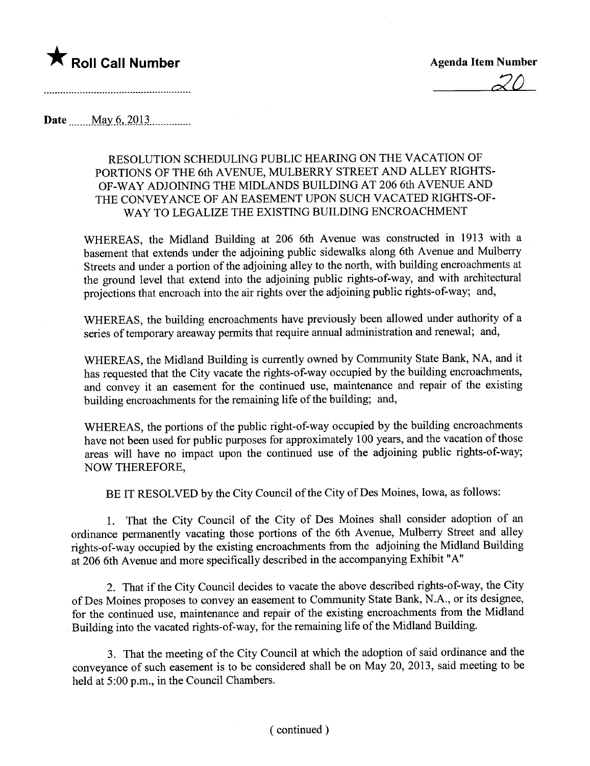★ **Roll Call Number**

**Agenda Item Number**

20

**Date** May 6, 2013

RESOLUTION SCHEDULING PUBLIC HEARING ON THE VACATION OF PORTIONS OF THE 6th AVENUE, MULBERRY STREET AND ALLEY RIGHTS-OF-WAY ADJOINING THE MIDLANDS BUILDING AT 206 6th AVENUE AND THE CONVEYANCE OF AN EASEMENT UPON SUCH VACATED RIGHTS-OF-WAY TO LEGALIZE THE EXISTING BUILDING ENCROACHMENT

WHEREAS, the Midland Building at 206 6th Avenue was constructed in 1913 with a basement that extends under the adjoining public sidewalks along 6th Avenue and Mulberry Streets and under a portion of the adjoining alley to the north, with building encroachments at the ground level that extend into the adjoining public rights-of-way, and with architectural projections that encroach into the air rights over the adjoining public rights-of-way; and,

WHEREAS, the building encroachments have previously been allowed under authority of a series of temporary areaway permits that require annual administration and renewal; and,

WHEREAS, the Midland Building is currently owned by Community State Bank, NA, and it has requested that the City vacate the rights-of-way occupied by the building encroachments, and convey it an easement for the continued use, maintenance and repair of the existing building encroachments for the remaining life of the building; and,

WHEREAS, the portions of the public right-of-way occupied by the building encroachments have not been used for public purposes for approximately 100 years, and the vacation of those areas will have no impact upon the continued use of the adjoining public rights-of-way; NOW THEREFORE,

BE IT RESOLVED by the City Council of the City of Des Moines, Iowa, as follows:

1. That the City Council of the City of Des Moines shall consider adoption of an ordinance permanently vacating those portions of the 6th Avenue, Mulberry Street and alley rights-of-way occupied by the existing encroachments from the adjoining the Midland Building at 206 6th Avenue and more specifically described in the accompanying Exhibit "A"

2. That if the City Council decides to vacate the above described rights-of-way, the City of Des Moines proposes to convey an easement to Community State Bank, N.A., or its designee, for the continued use, maintenance and repair of the existing encroachments from the Midland Building into the vacated rights-of-way, for the remaining life of the Midland Building.

3. That the meeting of the City Council at which the adoption of said ordinance and the conveyance of such easement is to be considered shall be on May 20, 2013, said meeting to be held at 5:00 p.m., in the Council Chambers.

( continued )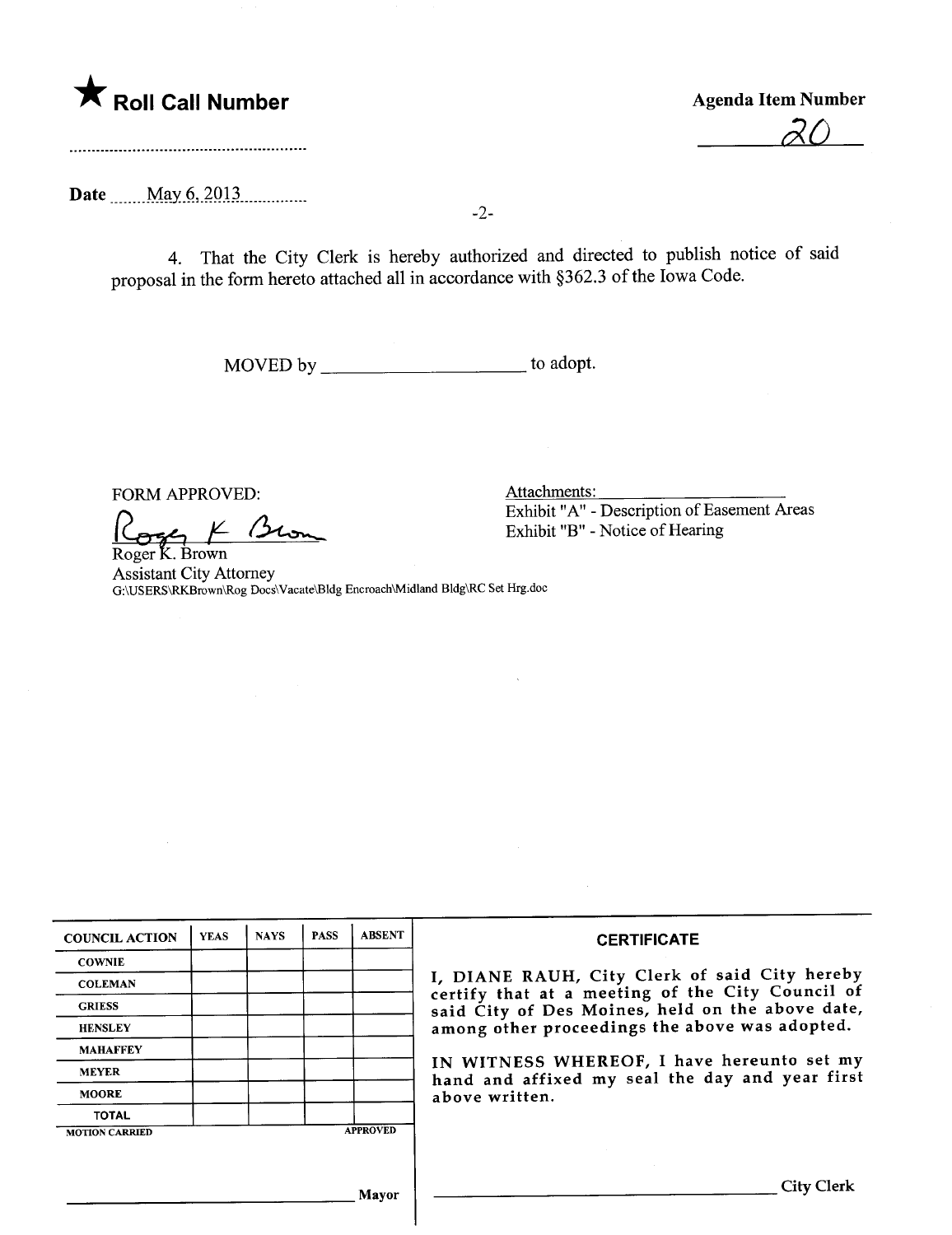★ **Roll Call Number**

**Agenda Item Number**

20

Date May 6, 2013

4. That the City Clerk is hereby authorized and directed to publish notice of said proposal in the form hereto attached all in accordance with §362.3 of the Iowa Code.

MOVED by ______________________ to adopt.

FORM APPROVED:

Roger K. Brown
Roger K. Brown
Assistant City Attorney
G:\USERS\RKBrown\Rog Docs\Vacate\Bldg Encroach\Midland Bldg\RC Set Hrg.doc

Attachments:
Exhibit "A" - Description of Easement Areas
Exhibit "B" - Notice of Hearing

| COUNCIL ACTION | YEAS | NAYS | PASS | ABSENT |
|---|---|---|---|---|
| COWNIE | | | | |
| COLEMAN | | | | |
| GRIESS | | | | |
| HENSLEY | | | | |
| MAHAFFEY | | | | |
| MEYER | | | | |
| MOORE | | | | |
| TOTAL | | | | |
| MOTION CARRIED | | | | APPROVED |

______________________________ Mayor

**CERTIFICATE**

I, DIANE RAUH, City Clerk of said City hereby certify that at a meeting of the City Council of said City of Des Moines, held on the above date, among other proceedings the above was adopted.

IN WITNESS WHEREOF, I have hereunto set my hand and affixed my seal the day and year first above written.

______________________________ City Clerk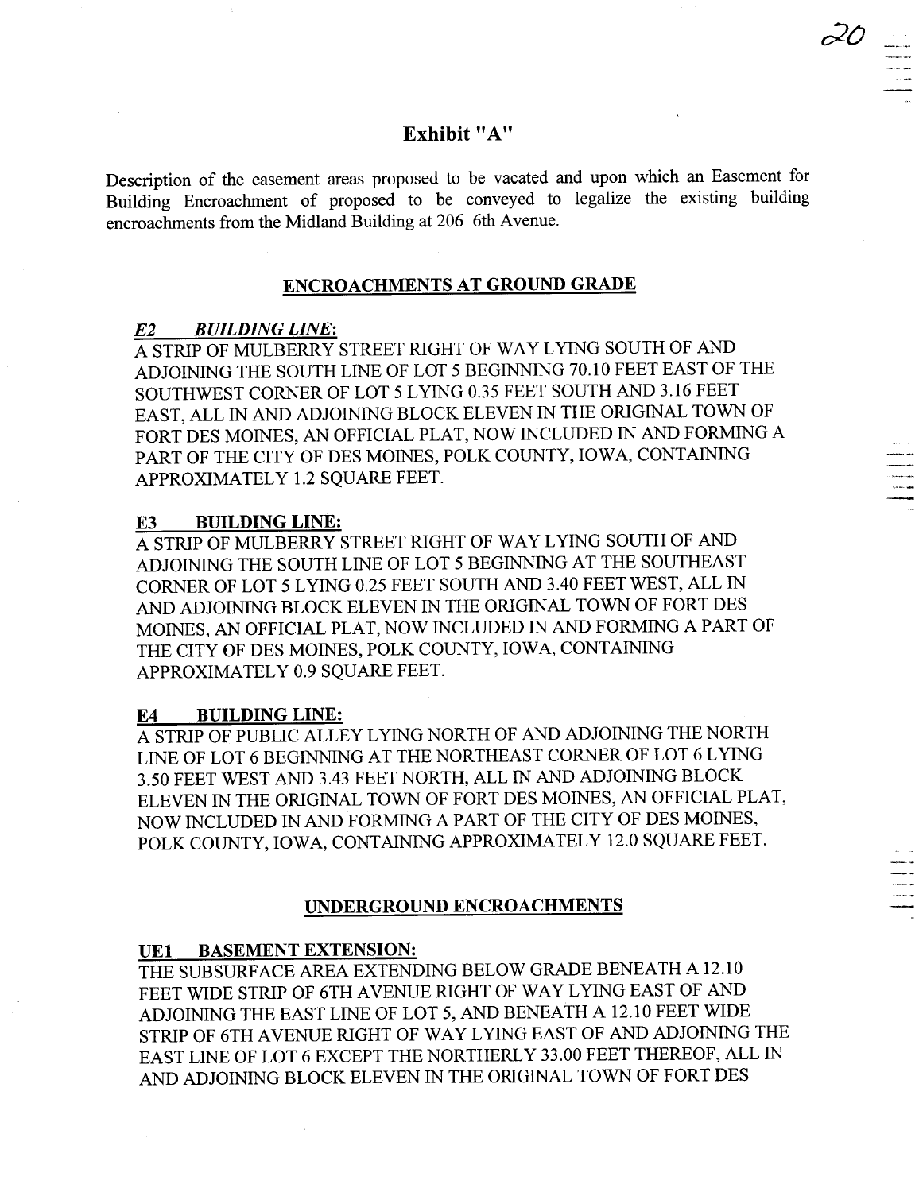## Exhibit "A"

Description of the easement areas proposed to be vacated and upon which an Easement for Building Encroachment of proposed to be conveyed to legalize the existing building encroachments from the Midland Building at 206 6th Avenue.

### ENCROACHMENTS AT GROUND GRADE

***E2 BUILDING LINE*:**

A STRIP OF MULBERRY STREET RIGHT OF WAY LYING SOUTH OF AND ADJOINING THE SOUTH LINE OF LOT 5 BEGINNING 70.10 FEET EAST OF THE SOUTHWEST CORNER OF LOT 5 LYING 0.35 FEET SOUTH AND 3.16 FEET EAST, ALL IN AND ADJOINING BLOCK ELEVEN IN THE ORIGINAL TOWN OF FORT DES MOINES, AN OFFICIAL PLAT, NOW INCLUDED IN AND FORMING A PART OF THE CITY OF DES MOINES, POLK COUNTY, IOWA, CONTAINING APPROXIMATELY 1.2 SQUARE FEET.

**E3 BUILDING LINE:**

A STRIP OF MULBERRY STREET RIGHT OF WAY LYING SOUTH OF AND ADJOINING THE SOUTH LINE OF LOT 5 BEGINNING AT THE SOUTHEAST CORNER OF LOT 5 LYING 0.25 FEET SOUTH AND 3.40 FEET WEST, ALL IN AND ADJOINING BLOCK ELEVEN IN THE ORIGINAL TOWN OF FORT DES MOINES, AN OFFICIAL PLAT, NOW INCLUDED IN AND FORMING A PART OF THE CITY OF DES MOINES, POLK COUNTY, IOWA, CONTAINING APPROXIMATELY 0.9 SQUARE FEET.

**E4 BUILDING LINE:**

A STRIP OF PUBLIC ALLEY LYING NORTH OF AND ADJOINING THE NORTH LINE OF LOT 6 BEGINNING AT THE NORTHEAST CORNER OF LOT 6 LYING 3.50 FEET WEST AND 3.43 FEET NORTH, ALL IN AND ADJOINING BLOCK ELEVEN IN THE ORIGINAL TOWN OF FORT DES MOINES, AN OFFICIAL PLAT, NOW INCLUDED IN AND FORMING A PART OF THE CITY OF DES MOINES, POLK COUNTY, IOWA, CONTAINING APPROXIMATELY 12.0 SQUARE FEET.

### UNDERGROUND ENCROACHMENTS

**UE1 BASEMENT EXTENSION:**

THE SUBSURFACE AREA EXTENDING BELOW GRADE BENEATH A 12.10 FEET WIDE STRIP OF 6TH AVENUE RIGHT OF WAY LYING EAST OF AND ADJOINING THE EAST LINE OF LOT 5, AND BENEATH A 12.10 FEET WIDE STRIP OF 6TH AVENUE RIGHT OF WAY LYING EAST OF AND ADJOINING THE EAST LINE OF LOT 6 EXCEPT THE NORTHERLY 33.00 FEET THEREOF, ALL IN AND ADJOINING BLOCK ELEVEN IN THE ORIGINAL TOWN OF FORT DES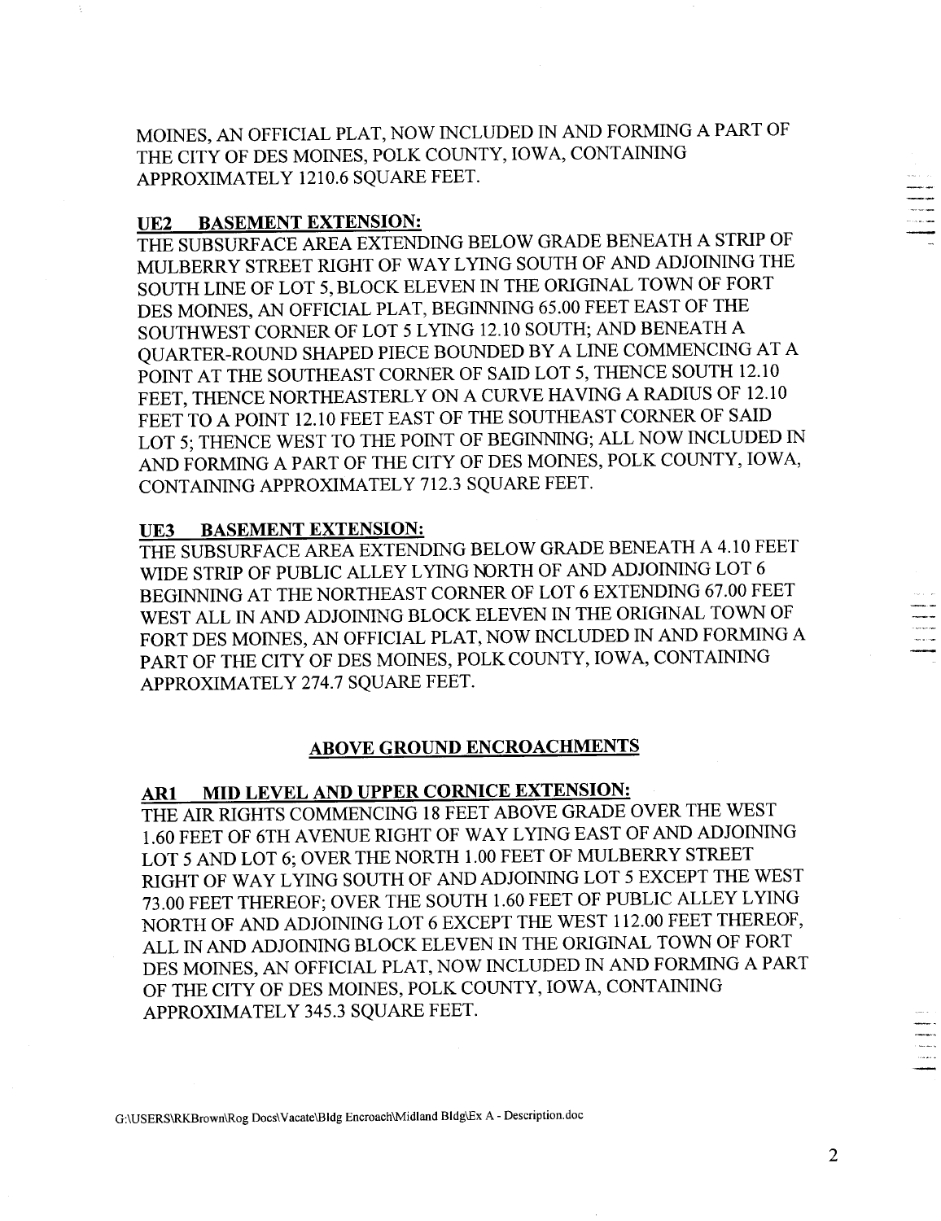MOINES, AN OFFICIAL PLAT, NOW INCLUDED IN AND FORMING A PART OF THE CITY OF DES MOINES, POLK COUNTY, IOWA, CONTAINING APPROXIMATELY 1210.6 SQUARE FEET.

**UE2 BASEMENT EXTENSION:**

THE SUBSURFACE AREA EXTENDING BELOW GRADE BENEATH A STRIP OF MULBERRY STREET RIGHT OF WAY LYING SOUTH OF AND ADJOINING THE SOUTH LINE OF LOT 5, BLOCK ELEVEN IN THE ORIGINAL TOWN OF FORT DES MOINES, AN OFFICIAL PLAT, BEGINNING 65.00 FEET EAST OF THE SOUTHWEST CORNER OF LOT 5 LYING 12.10 SOUTH; AND BENEATH A QUARTER-ROUND SHAPED PIECE BOUNDED BY A LINE COMMENCING AT A POINT AT THE SOUTHEAST CORNER OF SAID LOT 5, THENCE SOUTH 12.10 FEET, THENCE NORTHEASTERLY ON A CURVE HAVING A RADIUS OF 12.10 FEET TO A POINT 12.10 FEET EAST OF THE SOUTHEAST CORNER OF SAID LOT 5; THENCE WEST TO THE POINT OF BEGINNING; ALL NOW INCLUDED IN AND FORMING A PART OF THE CITY OF DES MOINES, POLK COUNTY, IOWA, CONTAINING APPROXIMATELY 712.3 SQUARE FEET.

**UE3 BASEMENT EXTENSION:**

THE SUBSURFACE AREA EXTENDING BELOW GRADE BENEATH A 4.10 FEET WIDE STRIP OF PUBLIC ALLEY LYING NORTH OF AND ADJOINING LOT 6 BEGINNING AT THE NORTHEAST CORNER OF LOT 6 EXTENDING 67.00 FEET WEST ALL IN AND ADJOINING BLOCK ELEVEN IN THE ORIGINAL TOWN OF FORT DES MOINES, AN OFFICIAL PLAT, NOW INCLUDED IN AND FORMING A PART OF THE CITY OF DES MOINES, POLK COUNTY, IOWA, CONTAINING APPROXIMATELY 274.7 SQUARE FEET.

## ABOVE GROUND ENCROACHMENTS

**AR1 MID LEVEL AND UPPER CORNICE EXTENSION:**

THE AIR RIGHTS COMMENCING 18 FEET ABOVE GRADE OVER THE WEST 1.60 FEET OF 6TH AVENUE RIGHT OF WAY LYING EAST OF AND ADJOINING LOT 5 AND LOT 6; OVER THE NORTH 1.00 FEET OF MULBERRY STREET RIGHT OF WAY LYING SOUTH OF AND ADJOINING LOT 5 EXCEPT THE WEST 73.00 FEET THEREOF; OVER THE SOUTH 1.60 FEET OF PUBLIC ALLEY LYING NORTH OF AND ADJOINING LOT 6 EXCEPT THE WEST 112.00 FEET THEREOF, ALL IN AND ADJOINING BLOCK ELEVEN IN THE ORIGINAL TOWN OF FORT DES MOINES, AN OFFICIAL PLAT, NOW INCLUDED IN AND FORMING A PART OF THE CITY OF DES MOINES, POLK COUNTY, IOWA, CONTAINING APPROXIMATELY 345.3 SQUARE FEET.

G:\USERS\RKBrown\Rog Docs\Vacate\Bldg Encroach\Midland Bldg\Ex A - Description.doc